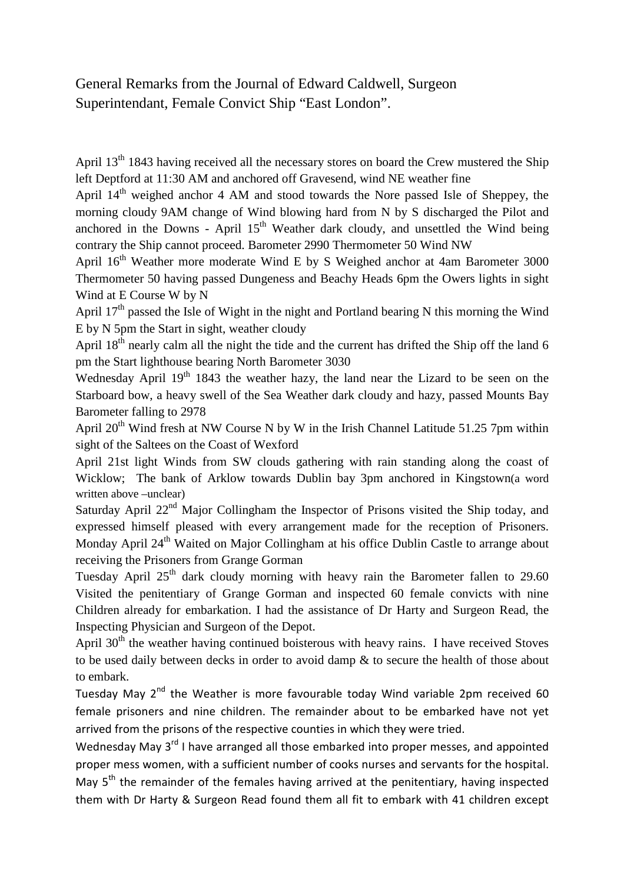# General Remarks from the Journal of Edward Caldwell, Surgeon Superintendant, Female Convict Ship "East London".

April 13th 1843 having received all the necessary stores on board the Crew mustered the Ship left Deptford at 11:30 AM and anchored off Gravesend, wind NE weather fine

April 14th weighed anchor 4 AM and stood towards the Nore passed Isle of Sheppey, the morning cloudy 9AM change of Wind blowing hard from N by S discharged the Pilot and anchored in the Downs - April 15th Weather dark cloudy, and unsettled the Wind being contrary the Ship cannot proceed. Barometer 2990 Thermometer 50 Wind NW

April 16th Weather more moderate Wind E by S Weighed anchor at 4am Barometer 3000 Thermometer 50 having passed Dungeness and Beachy Heads 6pm the Owers lights in sight Wind at E Course W by N

April 17th passed the Isle of Wight in the night and Portland bearing N this morning the Wind E by N 5pm the Start in sight, weather cloudy

April 18th nearly calm all the night the tide and the current has drifted the Ship off the land 6 pm the Start lighthouse bearing North Barometer 3030

Wednesday April 19th 1843 the weather hazy, the land near the Lizard to be seen on the Starboard bow, a heavy swell of the Sea Weather dark cloudy and hazy, passed Mounts Bay Barometer falling to 2978

April 20th Wind fresh at NW Course N by W in the Irish Channel Latitude 51.25 7pm within sight of the Saltees on the Coast of Wexford

April 21st light Winds from SW clouds gathering with rain standing along the coast of Wicklow; The bank of Arklow towards Dublin bay 3pm anchored in Kingstown(a word written above –unclear)

Saturday April 22nd Major Collingham the Inspector of Prisons visited the Ship today, and expressed himself pleased with every arrangement made for the reception of Prisoners.

Monday April 24th Waited on Major Collingham at his office Dublin Castle to arrange about receiving the Prisoners from Grange Gorman

Tuesday April 25th dark cloudy morning with heavy rain the Barometer fallen to 29.60 Visited the penitentiary of Grange Gorman and inspected 60 female convicts with nine Children already for embarkation. I had the assistance of Dr Harty and Surgeon Read, the Inspecting Physician and Surgeon of the Depot.

April 30th the weather having continued boisterous with heavy rains. I have received Stoves to be used daily between decks in order to avoid damp & to secure the health of those about to embark.

Tuesday May 2nd the Weather is more favourable today Wind variable 2pm received 60 female prisoners and nine children. The remainder about to be embarked have not yet arrived from the prisons of the respective counties in which they were tried.

Wednesday May 3rd I have arranged all those embarked into proper messes, and appointed proper mess women, with a sufficient number of cooks nurses and servants for the hospital.

May 5th the remainder of the females having arrived at the penitentiary, having inspected them with Dr Harty & Surgeon Read found them all fit to embark with 41 children except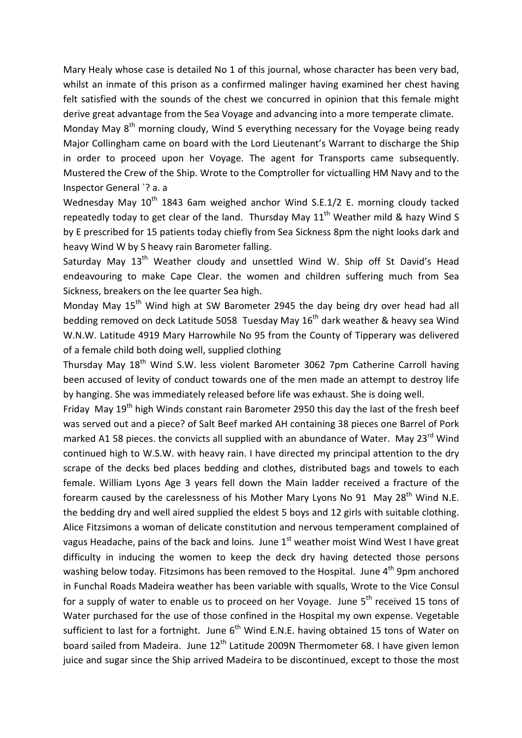Mary Healy whose case is detailed No 1 of this journal, whose character has been very bad, whilst an inmate of this prison as a confirmed malinger having examined her chest having felt satisfied with the sounds of the chest we concurred in opinion that this female might derive great advantage from the Sea Voyage and advancing into a more temperate climate.

Monday May 8th morning cloudy, Wind S everything necessary for the Voyage being ready Major Collingham came on board with the Lord Lieutenant's Warrant to discharge the Ship in order to proceed upon her Voyage. The agent for Transports came subsequently. Mustered the Crew of the Ship. Wrote to the Comptroller for victualling HM Navy and to the Inspector General `? a. a

Wednesday May 10th 1843 6am weighed anchor Wind S.E.1/2 E. morning cloudy tacked repeatedly today to get clear of the land. Thursday May 11th Weather mild & hazy Wind S by E prescribed for 15 patients today chiefly from Sea Sickness 8pm the night looks dark and heavy Wind W by S heavy rain Barometer falling.

Saturday May 13th Weather cloudy and unsettled Wind W. Ship off St David's Head endeavouring to make Cape Clear. the women and children suffering much from Sea Sickness, breakers on the lee quarter Sea high.

Monday May 15th Wind high at SW Barometer 2945 the day being dry over head had all bedding removed on deck Latitude 5058 Tuesday May 16th dark weather & heavy sea Wind W.N.W. Latitude 4919 Mary Harrowhile No 95 from the County of Tipperary was delivered of a female child both doing well, supplied clothing

Thursday May 18th Wind S.W. less violent Barometer 3062 7pm Catherine Carroll having been accused of levity of conduct towards one of the men made an attempt to destroy life by hanging. She was immediately released before life was exhaust. She is doing well.

Friday May 19th high Winds constant rain Barometer 2950 this day the last of the fresh beef was served out and a piece? of Salt Beef marked AH containing 38 pieces one Barrel of Pork marked A1 58 pieces. the convicts all supplied with an abundance of Water. May 23rd Wind continued high to W.S.W. with heavy rain. I have directed my principal attention to the dry scrape of the decks bed places bedding and clothes, distributed bags and towels to each female. William Lyons Age 3 years fell down the Main ladder received a fracture of the forearm caused by the carelessness of his Mother Mary Lyons No 91 May 28th Wind N.E. the bedding dry and well aired supplied the eldest 5 boys and 12 girls with suitable clothing. Alice Fitzsimons a woman of delicate constitution and nervous temperament complained of vagus Headache, pains of the back and loins. June 1st weather moist Wind West I have great difficulty in inducing the women to keep the deck dry having detected those persons washing below today. Fitzsimons has been removed to the Hospital. June 4th 9pm anchored in Funchal Roads Madeira weather has been variable with squalls, Wrote to the Vice Consul for a supply of water to enable us to proceed on her Voyage. June 5th received 15 tons of Water purchased for the use of those confined in the Hospital my own expense. Vegetable sufficient to last for a fortnight. June 6th Wind E.N.E. having obtained 15 tons of Water on board sailed from Madeira. June 12th Latitude 2009N Thermometer 68. I have given lemon juice and sugar since the Ship arrived Madeira to be discontinued, except to those the most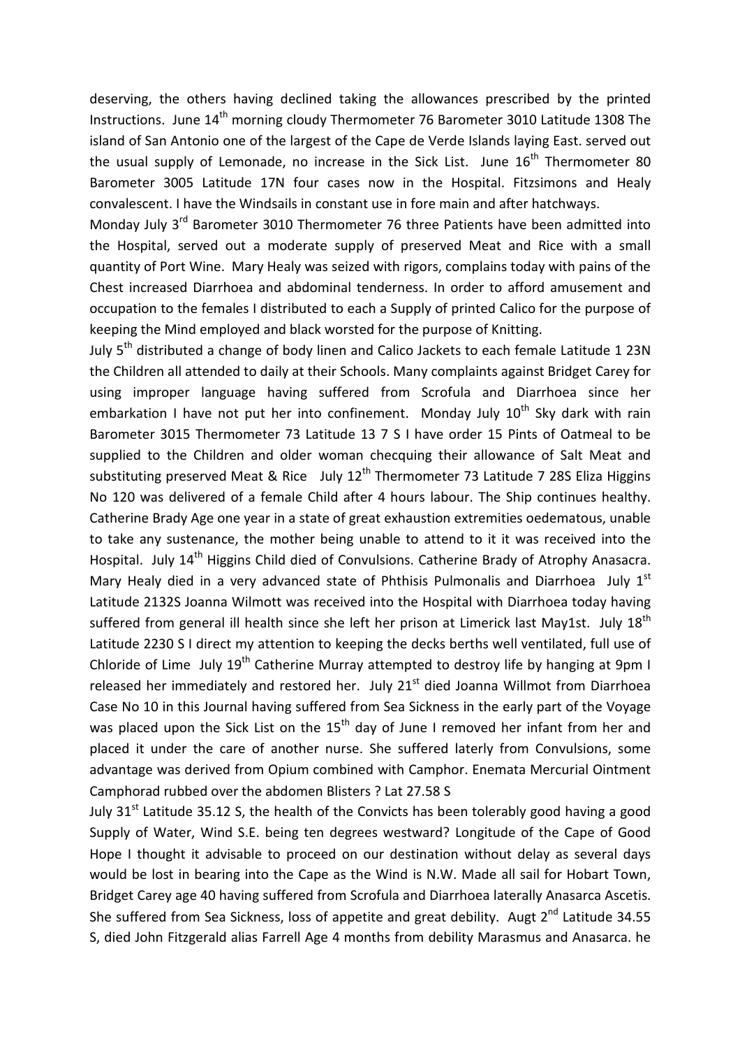deserving, the others having declined taking the allowances prescribed by the printed Instructions. June 14th morning cloudy Thermometer 76 Barometer 3010 Latitude 1308 The island of San Antonio one of the largest of the Cape de Verde Islands laying East. served out the usual supply of Lemonade, no increase in the Sick List. June 16th Thermometer 80 Barometer 3005 Latitude 17N four cases now in the Hospital. Fitzsimons and Healy convalescent. I have the Windsails in constant use in fore main and after hatchways.

Monday July 3rd Barometer 3010 Thermometer 76 three Patients have been admitted into the Hospital, served out a moderate supply of preserved Meat and Rice with a small quantity of Port Wine. Mary Healy was seized with rigors, complains today with pains of the Chest increased Diarrhoea and abdominal tenderness. In order to afford amusement and occupation to the females I distributed to each a Supply of printed Calico for the purpose of keeping the Mind employed and black worsted for the purpose of Knitting.

July 5th distributed a change of body linen and Calico Jackets to each female Latitude 1 23N the Children all attended to daily at their Schools. Many complaints against Bridget Carey for using improper language having suffered from Scrofula and Diarrhoea since her embarkation I have not put her into confinement. Monday July 10th Sky dark with rain Barometer 3015 Thermometer 73 Latitude 13 7 S I have order 15 Pints of Oatmeal to be supplied to the Children and older woman checquing their allowance of Salt Meat and substituting preserved Meat & Rice July 12th Thermometer 73 Latitude 7 28S Eliza Higgins No 120 was delivered of a female Child after 4 hours labour. The Ship continues healthy. Catherine Brady Age one year in a state of great exhaustion extremities oedematous, unable to take any sustenance, the mother being unable to attend to it it was received into the Hospital. July 14th Higgins Child died of Convulsions. Catherine Brady of Atrophy Anasacra. Mary Healy died in a very advanced state of Phthisis Pulmonalis and Diarrhoea July 1st Latitude 2132S Joanna Wilmott was received into the Hospital with Diarrhoea today having suffered from general ill health since she left her prison at Limerick last May1st. July 18th Latitude 2230 S I direct my attention to keeping the decks berths well ventilated, full use of Chloride of Lime July 19th Catherine Murray attempted to destroy life by hanging at 9pm I released her immediately and restored her. July 21st died Joanna Willmot from Diarrhoea Case No 10 in this Journal having suffered from Sea Sickness in the early part of the Voyage was placed upon the Sick List on the 15th day of June I removed her infant from her and placed it under the care of another nurse. She suffered laterly from Convulsions, some advantage was derived from Opium combined with Camphor. Enemata Mercurial Ointment Camphorad rubbed over the abdomen Blisters ? Lat 27.58 S

July 31st Latitude 35.12 S, the health of the Convicts has been tolerably good having a good Supply of Water, Wind S.E. being ten degrees westward? Longitude of the Cape of Good Hope I thought it advisable to proceed on our destination without delay as several days would be lost in bearing into the Cape as the Wind is N.W. Made all sail for Hobart Town, Bridget Carey age 40 having suffered from Scrofula and Diarrhoea laterally Anasarca Ascetis. She suffered from Sea Sickness, loss of appetite and great debility. Augt 2nd Latitude 34.55 S, died John Fitzgerald alias Farrell Age 4 months from debility Marasmus and Anasarca. he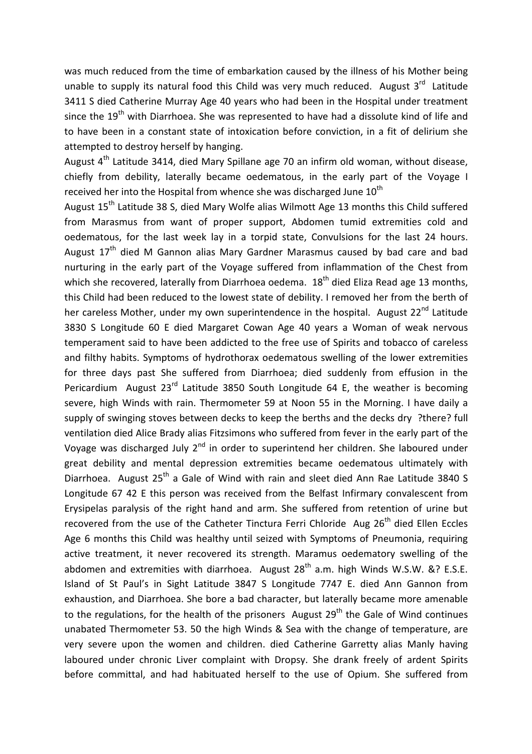was much reduced from the time of embarkation caused by the illness of his Mother being unable to supply its natural food this Child was very much reduced. August 3rd Latitude 3411 S died Catherine Murray Age 40 years who had been in the Hospital under treatment since the 19th with Diarrhoea. She was represented to have had a dissolute kind of life and to have been in a constant state of intoxication before conviction, in a fit of delirium she attempted to destroy herself by hanging.

August 4th Latitude 3414, died Mary Spillane age 70 an infirm old woman, without disease, chiefly from debility, laterally became oedematous, in the early part of the Voyage I received her into the Hospital from whence she was discharged June 10th

August 15th Latitude 38 S, died Mary Wolfe alias Wilmott Age 13 months this Child suffered from Marasmus from want of proper support, Abdomen tumid extremities cold and oedematous, for the last week lay in a torpid state, Convulsions for the last 24 hours. August 17th died M Gannon alias Mary Gardner Marasmus caused by bad care and bad nurturing in the early part of the Voyage suffered from inflammation of the Chest from which she recovered, laterally from Diarrhoea oedema. 18th died Eliza Read age 13 months, this Child had been reduced to the lowest state of debility. I removed her from the berth of her careless Mother, under my own superintendence in the hospital. August 22nd Latitude 3830 S Longitude 60 E died Margaret Cowan Age 40 years a Woman of weak nervous temperament said to have been addicted to the free use of Spirits and tobacco of careless and filthy habits. Symptoms of hydrothorax oedematous swelling of the lower extremities for three days past She suffered from Diarrhoea; died suddenly from effusion in the Pericardium August 23rd Latitude 3850 South Longitude 64 E, the weather is becoming severe, high Winds with rain. Thermometer 59 at Noon 55 in the Morning. I have daily a supply of swinging stoves between decks to keep the berths and the decks dry ?there? full ventilation died Alice Brady alias Fitzsimons who suffered from fever in the early part of the Voyage was discharged July 2nd in order to superintend her children. She laboured under great debility and mental depression extremities became oedematous ultimately with Diarrhoea. August 25th a Gale of Wind with rain and sleet died Ann Rae Latitude 3840 S Longitude 67 42 E this person was received from the Belfast Infirmary convalescent from Erysipelas paralysis of the right hand and arm. She suffered from retention of urine but recovered from the use of the Catheter Tinctura Ferri Chloride Aug 26th died Ellen Eccles Age 6 months this Child was healthy until seized with Symptoms of Pneumonia, requiring active treatment, it never recovered its strength. Maramus oedematory swelling of the abdomen and extremities with diarrhoea. August 28th a.m. high Winds W.S.W. &? E.S.E. Island of St Paul's in Sight Latitude 3847 S Longitude 7747 E. died Ann Gannon from exhaustion, and Diarrhoea. She bore a bad character, but laterally became more amenable to the regulations, for the health of the prisoners August 29th the Gale of Wind continues unabated Thermometer 53. 50 the high Winds & Sea with the change of temperature, are very severe upon the women and children. died Catherine Garretty alias Manly having laboured under chronic Liver complaint with Dropsy. She drank freely of ardent Spirits before committal, and had habituated herself to the use of Opium. She suffered from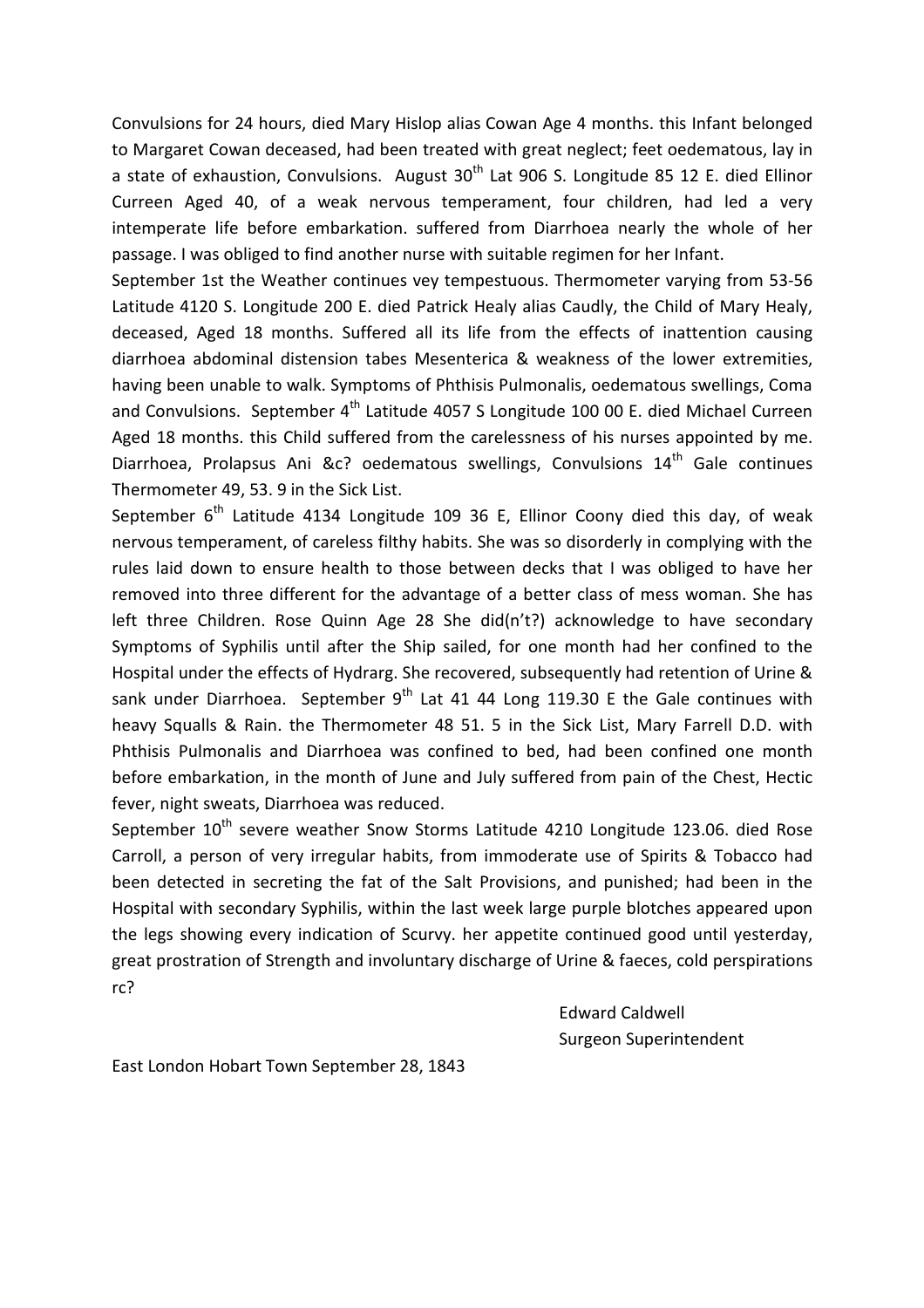Convulsions for 24 hours, died Mary Hislop alias Cowan Age 4 months. this Infant belonged to Margaret Cowan deceased, had been treated with great neglect; feet oedematous, lay in a state of exhaustion, Convulsions. August 30th Lat 906 S. Longitude 85 12 E. died Ellinor Curreen Aged 40, of a weak nervous temperament, four children, had led a very intemperate life before embarkation. suffered from Diarrhoea nearly the whole of her passage. I was obliged to find another nurse with suitable regimen for her Infant.

September 1st the Weather continues vey tempestuous. Thermometer varying from 53-56 Latitude 4120 S. Longitude 200 E. died Patrick Healy alias Caudly, the Child of Mary Healy, deceased, Aged 18 months. Suffered all its life from the effects of inattention causing diarrhoea abdominal distension tabes Mesenterica & weakness of the lower extremities, having been unable to walk. Symptoms of Phthisis Pulmonalis, oedematous swellings, Coma and Convulsions. September 4th Latitude 4057 S Longitude 100 00 E. died Michael Curreen Aged 18 months. this Child suffered from the carelessness of his nurses appointed by me. Diarrhoea, Prolapsus Ani &c? oedematous swellings, Convulsions 14th Gale continues Thermometer 49, 53. 9 in the Sick List.

September 6th Latitude 4134 Longitude 109 36 E, Ellinor Coony died this day, of weak nervous temperament, of careless filthy habits. She was so disorderly in complying with the rules laid down to ensure health to those between decks that I was obliged to have her removed into three different for the advantage of a better class of mess woman. She has left three Children. Rose Quinn Age 28 She did(n't?) acknowledge to have secondary Symptoms of Syphilis until after the Ship sailed, for one month had her confined to the Hospital under the effects of Hydrarg. She recovered, subsequently had retention of Urine & sank under Diarrhoea. September 9th Lat 41 44 Long 119.30 E the Gale continues with heavy Squalls & Rain. the Thermometer 48 51. 5 in the Sick List, Mary Farrell D.D. with Phthisis Pulmonalis and Diarrhoea was confined to bed, had been confined one month before embarkation, in the month of June and July suffered from pain of the Chest, Hectic fever, night sweats, Diarrhoea was reduced.

September 10th severe weather Snow Storms Latitude 4210 Longitude 123.06. died Rose Carroll, a person of very irregular habits, from immoderate use of Spirits & Tobacco had been detected in secreting the fat of the Salt Provisions, and punished; had been in the Hospital with secondary Syphilis, within the last week large purple blotches appeared upon the legs showing every indication of Scurvy. her appetite continued good until yesterday, great prostration of Strength and involuntary discharge of Urine & faeces, cold perspirations rc?

Edward Caldwell
Surgeon Superintendent

East London Hobart Town September 28, 1843